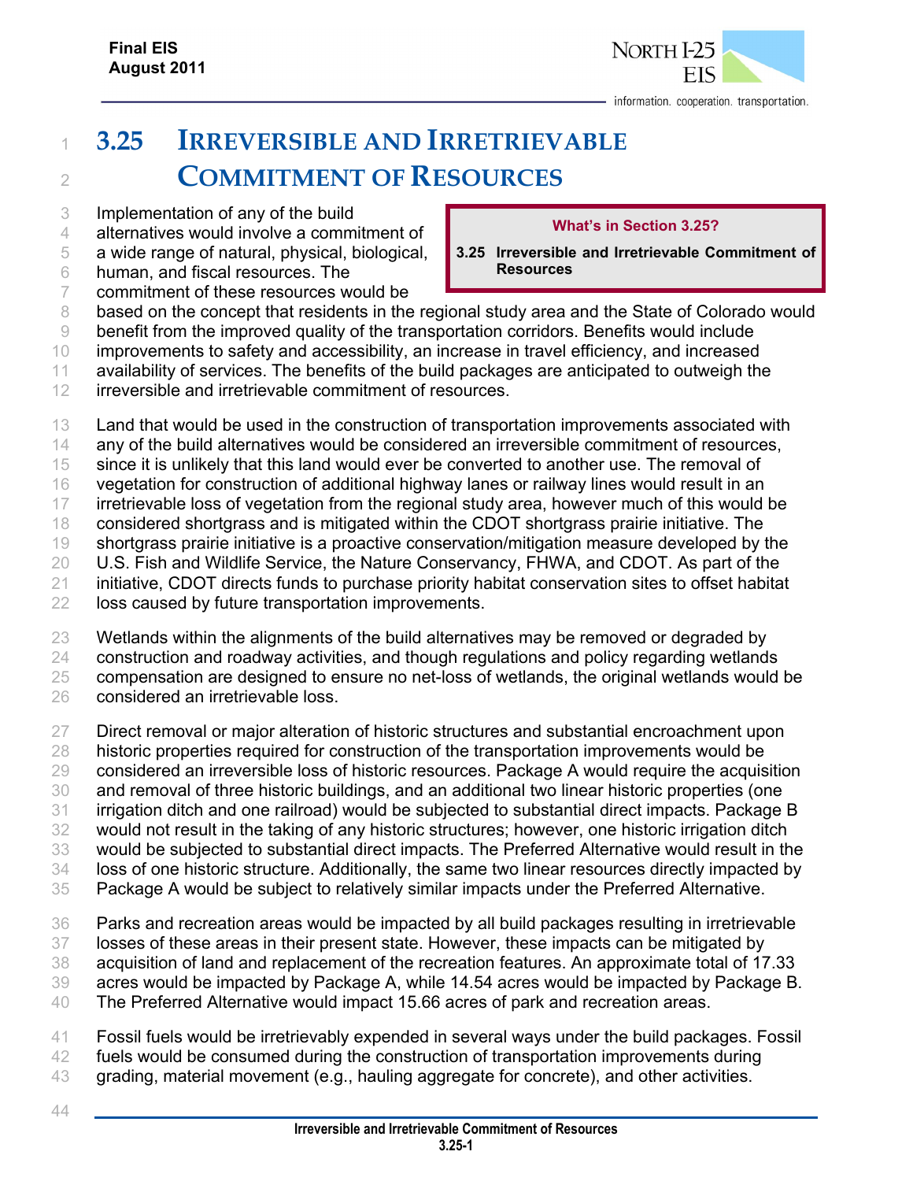# 3.25 IRREVERSIBLE AND IRRETRIEVABLE COMMITMENT OF RESOURCES

**What's in Section 3.25?**

**3.25 Irreversible and Irretrievable Commitment of Resources**

Implementation of any of the build alternatives would involve a commitment of a wide range of natural, physical, biological, human, and fiscal resources. The commitment of these resources would be based on the concept that residents in the regional study area and the State of Colorado would benefit from the improved quality of the transportation corridors. Benefits would include improvements to safety and accessibility, an increase in travel efficiency, and increased availability of services. The benefits of the build packages are anticipated to outweigh the irreversible and irretrievable commitment of resources.

Land that would be used in the construction of transportation improvements associated with any of the build alternatives would be considered an irreversible commitment of resources, since it is unlikely that this land would ever be converted to another use. The removal of vegetation for construction of additional highway lanes or railway lines would result in an irretrievable loss of vegetation from the regional study area, however much of this would be considered shortgrass and is mitigated within the CDOT shortgrass prairie initiative. The shortgrass prairie initiative is a proactive conservation/mitigation measure developed by the U.S. Fish and Wildlife Service, the Nature Conservancy, FHWA, and CDOT. As part of the initiative, CDOT directs funds to purchase priority habitat conservation sites to offset habitat loss caused by future transportation improvements.

Wetlands within the alignments of the build alternatives may be removed or degraded by construction and roadway activities, and though regulations and policy regarding wetlands compensation are designed to ensure no net-loss of wetlands, the original wetlands would be considered an irretrievable loss.

Direct removal or major alteration of historic structures and substantial encroachment upon historic properties required for construction of the transportation improvements would be considered an irreversible loss of historic resources. Package A would require the acquisition and removal of three historic buildings, and an additional two linear historic properties (one irrigation ditch and one railroad) would be subjected to substantial direct impacts. Package B would not result in the taking of any historic structures; however, one historic irrigation ditch would be subjected to substantial direct impacts. The Preferred Alternative would result in the loss of one historic structure. Additionally, the same two linear resources directly impacted by Package A would be subject to relatively similar impacts under the Preferred Alternative.

Parks and recreation areas would be impacted by all build packages resulting in irretrievable losses of these areas in their present state. However, these impacts can be mitigated by acquisition of land and replacement of the recreation features. An approximate total of 17.33 acres would be impacted by Package A, while 14.54 acres would be impacted by Package B. The Preferred Alternative would impact 15.66 acres of park and recreation areas.

Fossil fuels would be irretrievably expended in several ways under the build packages. Fossil fuels would be consumed during the construction of transportation improvements during grading, material movement (e.g., hauling aggregate for concrete), and other activities.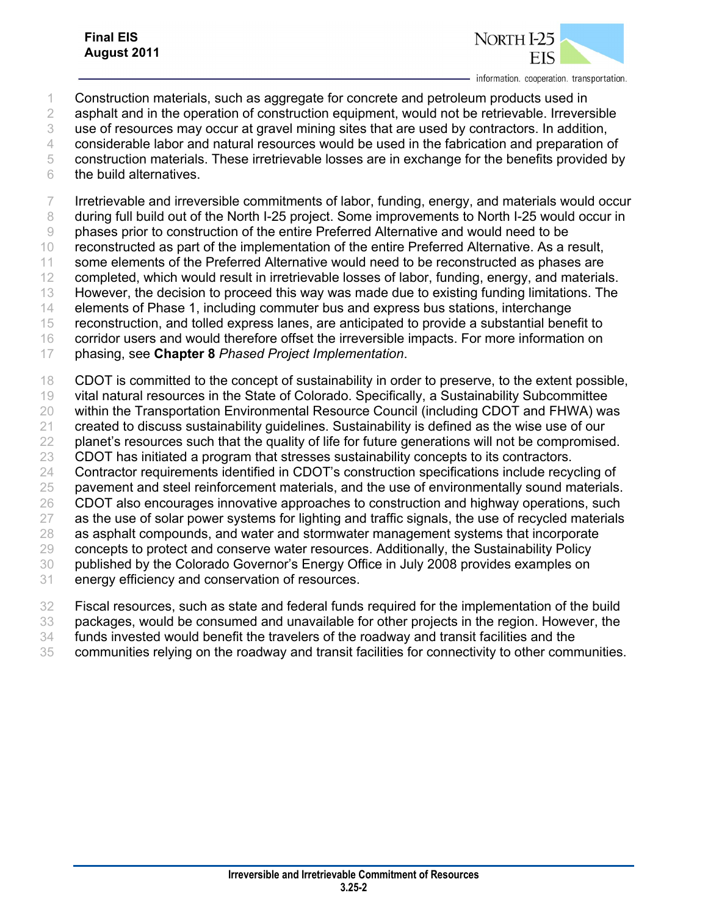Construction materials, such as aggregate for concrete and petroleum products used in asphalt and in the operation of construction equipment, would not be retrievable. Irreversible use of resources may occur at gravel mining sites that are used by contractors. In addition, considerable labor and natural resources would be used in the fabrication and preparation of construction materials. These irretrievable losses are in exchange for the benefits provided by the build alternatives.

Irretrievable and irreversible commitments of labor, funding, energy, and materials would occur during full build out of the North I-25 project. Some improvements to North I-25 would occur in phases prior to construction of the entire Preferred Alternative and would need to be reconstructed as part of the implementation of the entire Preferred Alternative. As a result, some elements of the Preferred Alternative would need to be reconstructed as phases are completed, which would result in irretrievable losses of labor, funding, energy, and materials. However, the decision to proceed this way was made due to existing funding limitations. The elements of Phase 1, including commuter bus and express bus stations, interchange reconstruction, and tolled express lanes, are anticipated to provide a substantial benefit to corridor users and would therefore offset the irreversible impacts. For more information on phasing, see **Chapter 8** *Phased Project Implementation*.

CDOT is committed to the concept of sustainability in order to preserve, to the extent possible, vital natural resources in the State of Colorado. Specifically, a Sustainability Subcommittee within the Transportation Environmental Resource Council (including CDOT and FHWA) was created to discuss sustainability guidelines. Sustainability is defined as the wise use of our planet's resources such that the quality of life for future generations will not be compromised. CDOT has initiated a program that stresses sustainability concepts to its contractors. Contractor requirements identified in CDOT's construction specifications include recycling of pavement and steel reinforcement materials, and the use of environmentally sound materials. CDOT also encourages innovative approaches to construction and highway operations, such as the use of solar power systems for lighting and traffic signals, the use of recycled materials as asphalt compounds, and water and stormwater management systems that incorporate concepts to protect and conserve water resources. Additionally, the Sustainability Policy published by the Colorado Governor's Energy Office in July 2008 provides examples on energy efficiency and conservation of resources.

Fiscal resources, such as state and federal funds required for the implementation of the build packages, would be consumed and unavailable for other projects in the region. However, the funds invested would benefit the travelers of the roadway and transit facilities and the communities relying on the roadway and transit facilities for connectivity to other communities.